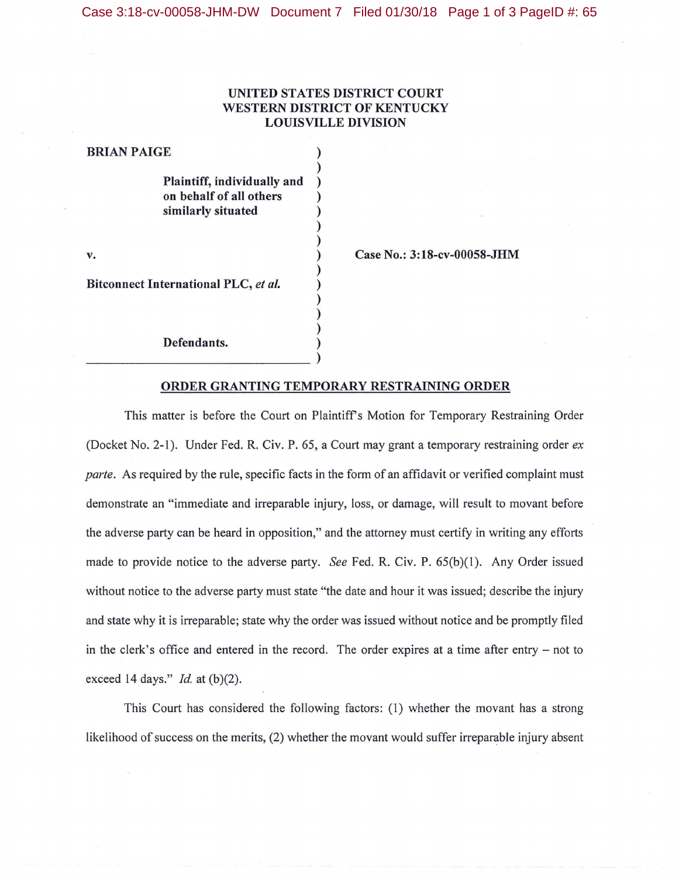UNITED STATES DISTRICT COURT
WESTERN DISTRICT OF KENTUCKY
LOUISVILLE DIVISION

**BRIAN PAIGE**

**Plaintiff, individually and on behalf of all others similarly situated**

**v.**

**Bitconnect International PLC, *et al.***

**Defendants.**

**Case No.: 3:18-cv-00058-JHM**

**ORDER GRANTING TEMPORARY RESTRAINING ORDER**

This matter is before the Court on Plaintiff's Motion for Temporary Restraining Order (Docket No. 2-1). Under Fed. R. Civ. P. 65, a Court may grant a temporary restraining order *ex parte*. As required by the rule, specific facts in the form of an affidavit or verified complaint must demonstrate an "immediate and irreparable injury, loss, or damage, will result to movant before the adverse party can be heard in opposition," and the attorney must certify in writing any efforts made to provide notice to the adverse party. *See* Fed. R. Civ. P. 65(b)(1). Any Order issued without notice to the adverse party must state "the date and hour it was issued; describe the injury and state why it is irreparable; state why the order was issued without notice and be promptly filed in the clerk's office and entered in the record. The order expires at a time after entry – not to exceed 14 days." *Id.* at (b)(2).

This Court has considered the following factors: (1) whether the movant has a strong likelihood of success on the merits, (2) whether the movant would suffer irreparable injury absent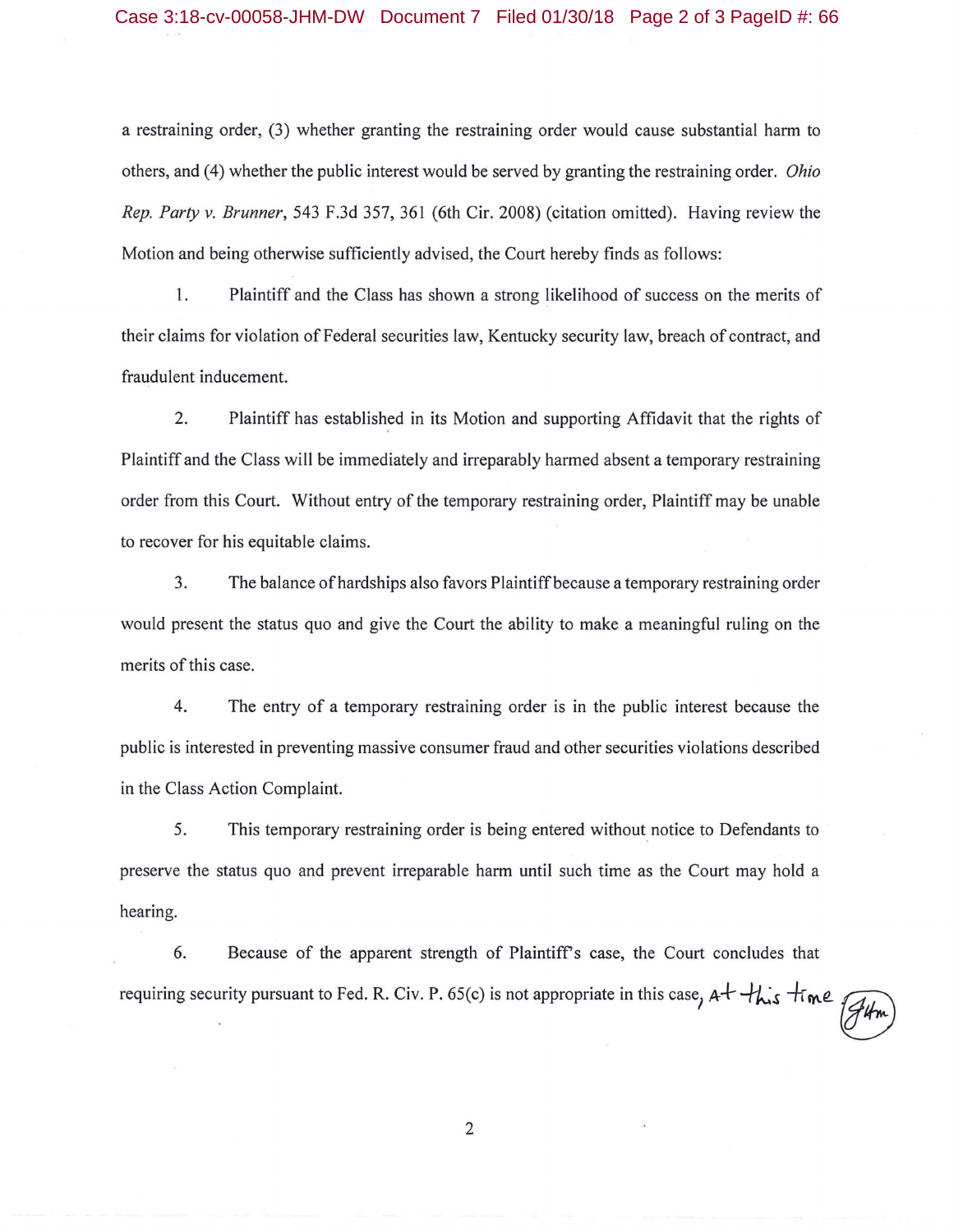a restraining order, (3) whether granting the restraining order would cause substantial harm to others, and (4) whether the public interest would be served by granting the restraining order. *Ohio Rep. Party v. Brunner*, 543 F.3d 357, 361 (6th Cir. 2008) (citation omitted). Having review the Motion and being otherwise sufficiently advised, the Court hereby finds as follows:

1. Plaintiff and the Class has shown a strong likelihood of success on the merits of their claims for violation of Federal securities law, Kentucky security law, breach of contract, and fraudulent inducement.

2. Plaintiff has established in its Motion and supporting Affidavit that the rights of Plaintiff and the Class will be immediately and irreparably harmed absent a temporary restraining order from this Court. Without entry of the temporary restraining order, Plaintiff may be unable to recover for his equitable claims.

3. The balance of hardships also favors Plaintiff because a temporary restraining order would present the status quo and give the Court the ability to make a meaningful ruling on the merits of this case.

4. The entry of a temporary restraining order is in the public interest because the public is interested in preventing massive consumer fraud and other securities violations described in the Class Action Complaint.

5. This temporary restraining order is being entered without notice to Defendants to preserve the status quo and prevent irreparable harm until such time as the Court may hold a hearing.

6. Because of the apparent strength of Plaintiff's case, the Court concludes that requiring security pursuant to Fed. R. Civ. P. 65(c) is not appropriate in this case, at this time (JHM)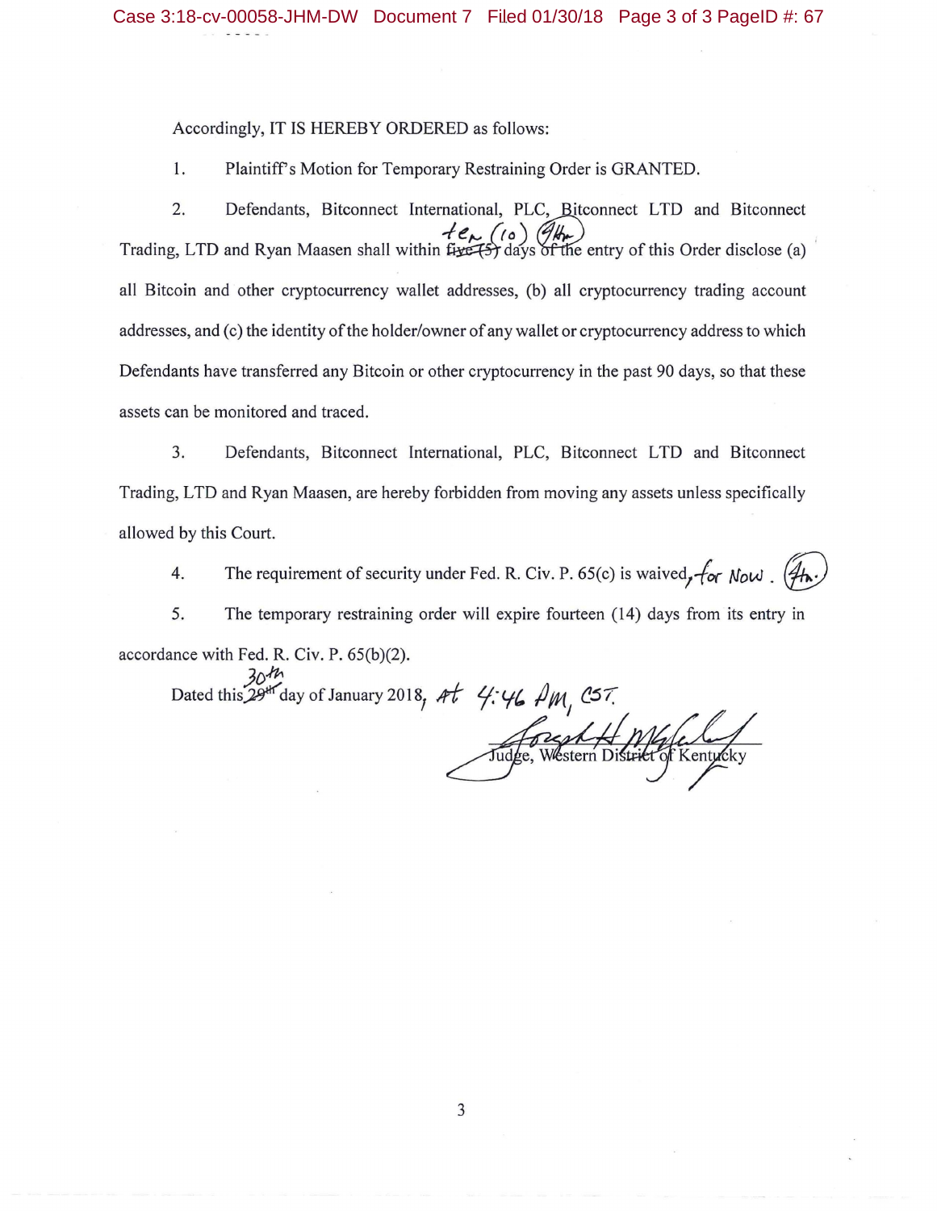Accordingly, IT IS HEREBY ORDERED as follows:

1. Plaintiff's Motion for Temporary Restraining Order is GRANTED.

2. Defendants, Bitconnect International, PLC, Bitconnect LTD and Bitconnect Trading, LTD and Ryan Maasen shall within ~~five (5)~~ ten (10) days of the entry of this Order disclose (a) all Bitcoin and other cryptocurrency wallet addresses, (b) all cryptocurrency trading account addresses, and (c) the identity of the holder/owner of any wallet or cryptocurrency address to which Defendants have transferred any Bitcoin or other cryptocurrency in the past 90 days, so that these assets can be monitored and traced.

3. Defendants, Bitconnect International, PLC, Bitconnect LTD and Bitconnect Trading, LTD and Ryan Maasen, are hereby forbidden from moving any assets unless specifically allowed by this Court.

4. The requirement of security under Fed. R. Civ. P. 65(c) is waived, for now.

5. The temporary restraining order will expire fourteen (14) days from its entry in accordance with Fed. R. Civ. P. 65(b)(2).

Dated this ~~29th~~ 30th day of January 2018, at 4:46 PM, CST.

Judge, Western District of Kentucky